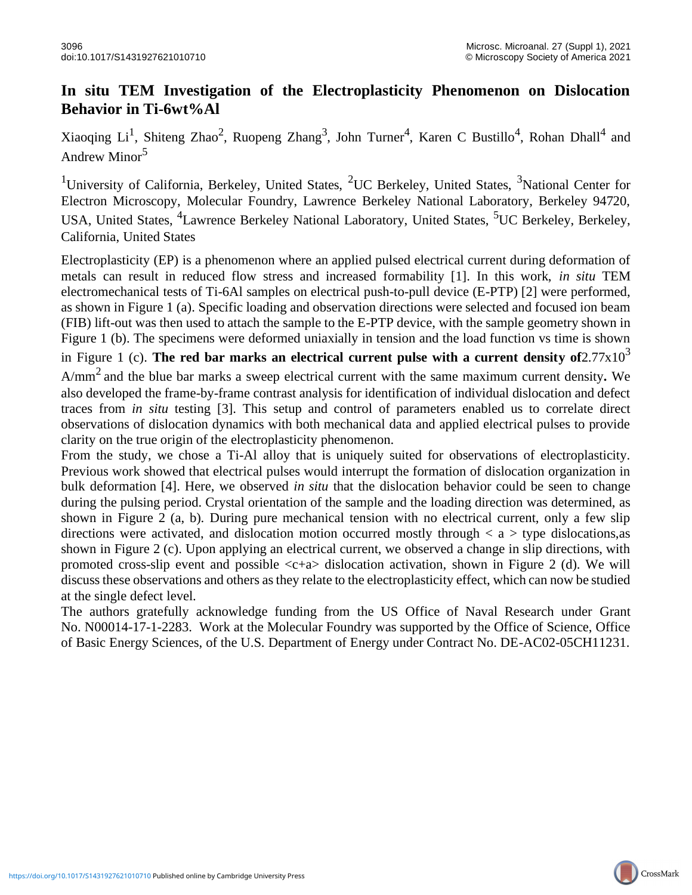# In situ TEM Investigation of the Electroplasticity Phenomenon on Dislocation Behavior in Ti-6wt%Al

Xiaoqing Li[1], Shiteng Zhao[2], Ruopeng Zhang[3], John Turner[4], Karen C Bustillo[4], Rohan Dhall[4] and Andrew Minor[5]

[1]University of California, Berkeley, United States, [2]UC Berkeley, United States, [3]National Center for Electron Microscopy, Molecular Foundry, Lawrence Berkeley National Laboratory, Berkeley 94720, USA, United States, [4]Lawrence Berkeley National Laboratory, United States, [5]UC Berkeley, Berkeley, California, United States

Electroplasticity (EP) is a phenomenon where an applied pulsed electrical current during deformation of metals can result in reduced flow stress and increased formability [1]. In this work, *in situ* TEM electromechanical tests of Ti-6Al samples on electrical push-to-pull device (E-PTP) [2] were performed, as shown in Figure 1 (a). Specific loading and observation directions were selected and focused ion beam (FIB) lift-out was then used to attach the sample to the E-PTP device, with the sample geometry shown in Figure 1 (b). The specimens were deformed uniaxially in tension and the load function vs time is shown in Figure 1 (c). **The red bar marks an electrical current pulse with a current density of** $2.77 \times 10^3$ $A/mm^2$ and the blue bar marks a sweep electrical current with the same maximum current density**.** We also developed the frame-by-frame contrast analysis for identification of individual dislocation and defect traces from *in situ* testing [3]. This setup and control of parameters enabled us to correlate direct observations of dislocation dynamics with both mechanical data and applied electrical pulses to provide clarity on the true origin of the electroplasticity phenomenon.

From the study, we chose a Ti-Al alloy that is uniquely suited for observations of electroplasticity. Previous work showed that electrical pulses would interrupt the formation of dislocation organization in bulk deformation [4]. Here, we observed *in situ* that the dislocation behavior could be seen to change during the pulsing period. Crystal orientation of the sample and the loading direction was determined, as shown in Figure 2 (a, b). During pure mechanical tension with no electrical current, only a few slip directions were activated, and dislocation motion occurred mostly through < a > type dislocations,as shown in Figure 2 (c). Upon applying an electrical current, we observed a change in slip directions, with promoted cross-slip event and possible <c+a> dislocation activation, shown in Figure 2 (d). We will discuss these observations and others as they relate to the electroplasticity effect, which can now be studied at the single defect level.

The authors gratefully acknowledge funding from the US Office of Naval Research under Grant No. N00014-17-1-2283. Work at the Molecular Foundry was supported by the Office of Science, Office of Basic Energy Sciences, of the U.S. Department of Energy under Contract No. DE-AC02-05CH11231.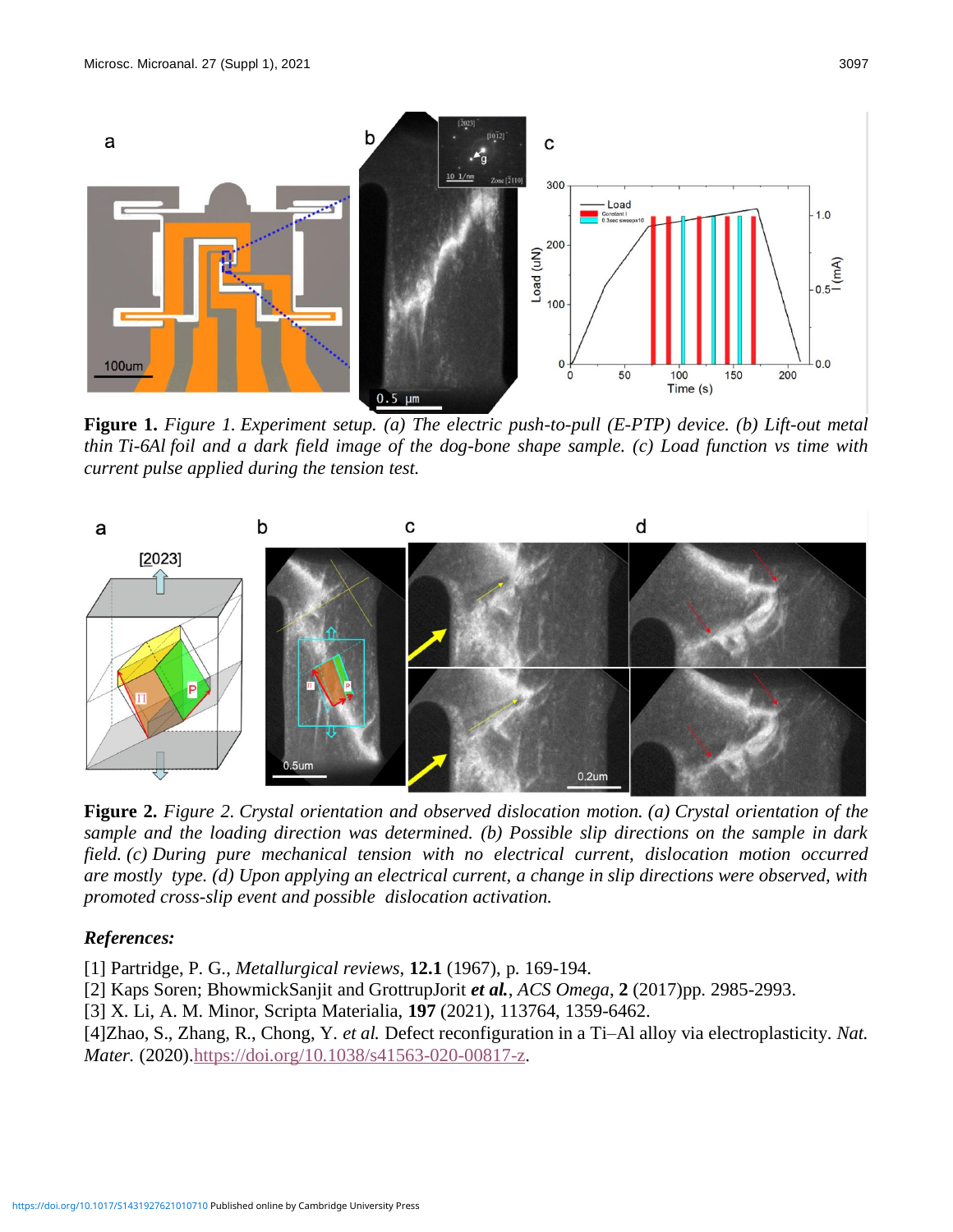a

b

[2023] [10$\bar{1}$2] g

10 1/nm Zone [$\bar{2}$110]

c

100um

0.5 μm

300

200

100

0

0 50 100 150 200

Time (s)

Load (uN)

1.0

0.5

0.0

I (mA)

Load

Constant I

0.3sec sweepx10

**Figure 1.** *Figure 1. Experiment setup. (a) The electric push-to-pull (E-PTP) device. (b) Lift-out metal thin Ti-6Al foil and a dark field image of the dog-bone shape sample. (c) Load function vs time with current pulse applied during the tension test.*

a

b

c

d

[2023]

Π

P

0.5um

0.2um

**Figure 2.** *Figure 2. Crystal orientation and observed dislocation motion. (a) Crystal orientation of the sample and the loading direction was determined. (b) Possible slip directions on the sample in dark field. (c) During pure mechanical tension with no electrical current, dislocation motion occurred are mostly type. (d) Upon applying an electrical current, a change in slip directions were observed, with promoted cross-slip event and possible dislocation activation.*

***References:***

[1] Partridge, P. G., *Metallurgical reviews*, **12.1** (1967), p. 169-194.

[2] Kaps Soren; BhowmickSanjit and GrottrupJorit ***et al.***, *ACS Omega*, **2** (2017)pp. 2985-2993.

[3] X. Li, A. M. Minor, Scripta Materialia, **197** (2021), 113764, 1359-6462.

[4]Zhao, S., Zhang, R., Chong, Y. *et al.* Defect reconfiguration in a Ti–Al alloy via electroplasticity. *Nat. Mater.* (2020).https://doi.org/10.1038/s41563-020-00817-z.